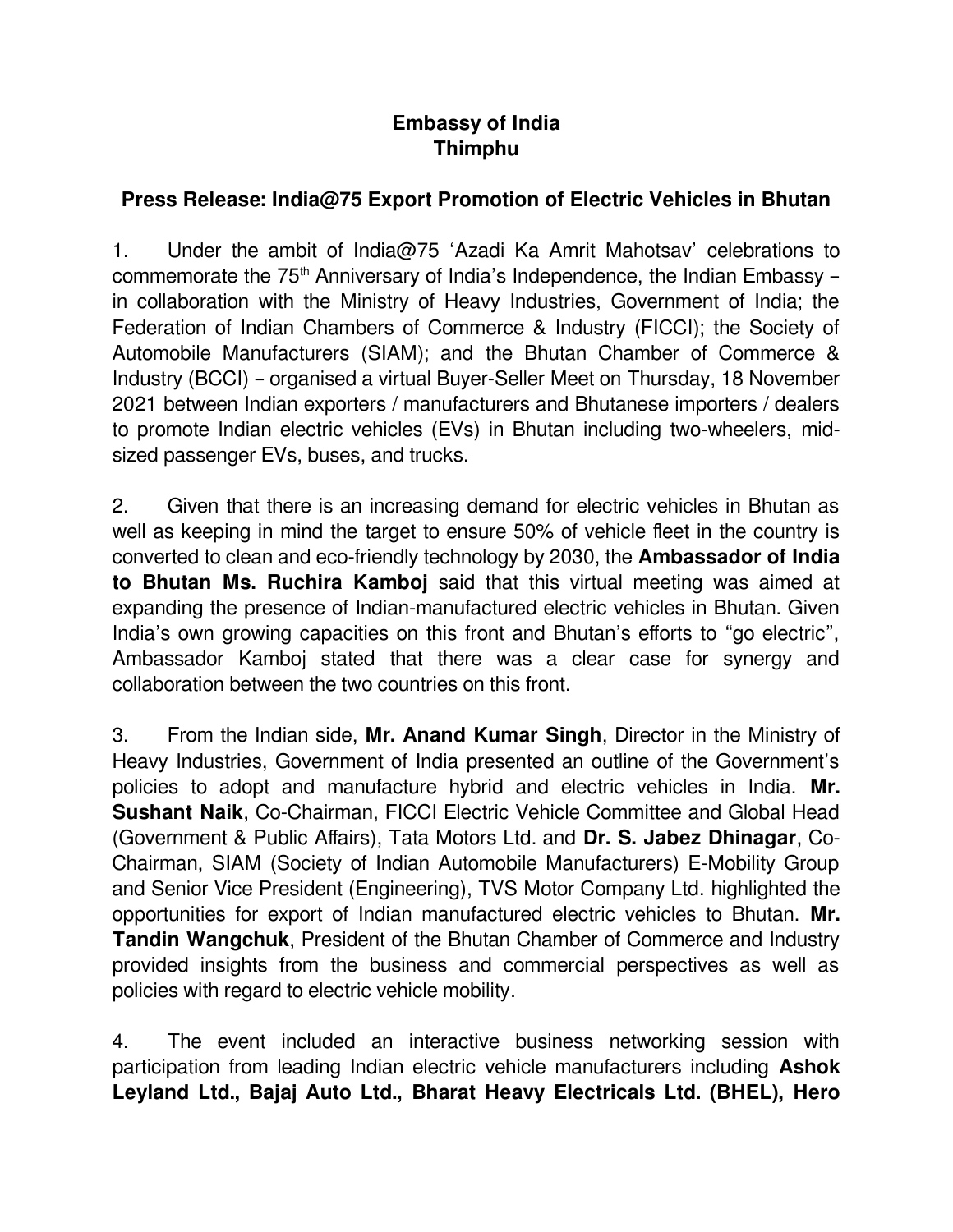**Embassy of India**
**Thimphu**

**Press Release: India@75 Export Promotion of Electric Vehicles in Bhutan**

1. Under the ambit of India@75 'Azadi Ka Amrit Mahotsav' celebrations to commemorate the 75th Anniversary of India's Independence, the Indian Embassy – in collaboration with the Ministry of Heavy Industries, Government of India; the Federation of Indian Chambers of Commerce & Industry (FICCI); the Society of Automobile Manufacturers (SIAM); and the Bhutan Chamber of Commerce & Industry (BCCI) – organised a virtual Buyer-Seller Meet on Thursday, 18 November 2021 between Indian exporters / manufacturers and Bhutanese importers / dealers to promote Indian electric vehicles (EVs) in Bhutan including two-wheelers, mid-sized passenger EVs, buses, and trucks.

2. Given that there is an increasing demand for electric vehicles in Bhutan as well as keeping in mind the target to ensure 50% of vehicle fleet in the country is converted to clean and eco-friendly technology by 2030, the **Ambassador of India to Bhutan Ms. Ruchira Kamboj** said that this virtual meeting was aimed at expanding the presence of Indian-manufactured electric vehicles in Bhutan. Given India's own growing capacities on this front and Bhutan's efforts to "go electric", Ambassador Kamboj stated that there was a clear case for synergy and collaboration between the two countries on this front.

3. From the Indian side, **Mr. Anand Kumar Singh**, Director in the Ministry of Heavy Industries, Government of India presented an outline of the Government's policies to adopt and manufacture hybrid and electric vehicles in India. **Mr. Sushant Naik**, Co-Chairman, FICCI Electric Vehicle Committee and Global Head (Government & Public Affairs), Tata Motors Ltd. and **Dr. S. Jabez Dhinagar**, Co-Chairman, SIAM (Society of Indian Automobile Manufacturers) E-Mobility Group and Senior Vice President (Engineering), TVS Motor Company Ltd. highlighted the opportunities for export of Indian manufactured electric vehicles to Bhutan. **Mr. Tandin Wangchuk**, President of the Bhutan Chamber of Commerce and Industry provided insights from the business and commercial perspectives as well as policies with regard to electric vehicle mobility.

4. The event included an interactive business networking session with participation from leading Indian electric vehicle manufacturers including **Ashok Leyland Ltd., Bajaj Auto Ltd., Bharat Heavy Electricals Ltd. (BHEL), Hero**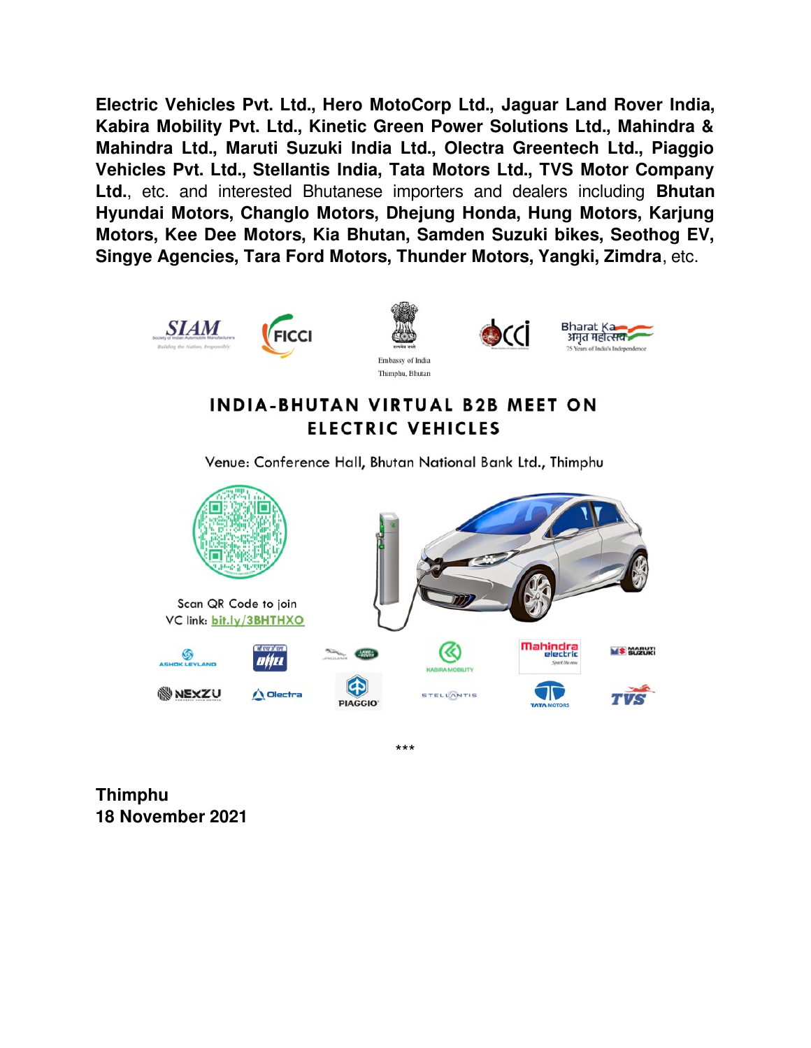**Electric Vehicles Pvt. Ltd., Hero MotoCorp Ltd., Jaguar Land Rover India, Kabira Mobility Pvt. Ltd., Kinetic Green Power Solutions Ltd., Mahindra & Mahindra Ltd., Maruti Suzuki India Ltd., Olectra Greentech Ltd., Piaggio Vehicles Pvt. Ltd., Stellantis India, Tata Motors Ltd., TVS Motor Company Ltd.**, etc. and interested Bhutanese importers and dealers including **Bhutan Hyundai Motors, Changlo Motors, Dhejung Honda, Hung Motors, Karjung Motors, Kee Dee Motors, Kia Bhutan, Samden Suzuki bikes, Seothog EV, Singye Agencies, Tara Ford Motors, Thunder Motors, Yangki, Zimdra**, etc.

SIAM FICCI Embassy of India Thimphu, Bhutan BCCI Bharat Ka Amrut Mahotsav

INDIA-BHUTAN VIRTUAL B2B MEET ON ELECTRIC VEHICLES

Venue: Conference Hall, Bhutan National Bank Ltd., Thimphu

Scan QR Code to join
VC link: bit.ly/3BHTHXO

Ashok Leyland BHEL Jaguar Land Rover Kabira Mobility Mahindra electric Maruti Suzuki
Nexzu Olectra Piaggio Stellantis Tata Motors TVS

***

**Thimphu**
**18 November 2021**